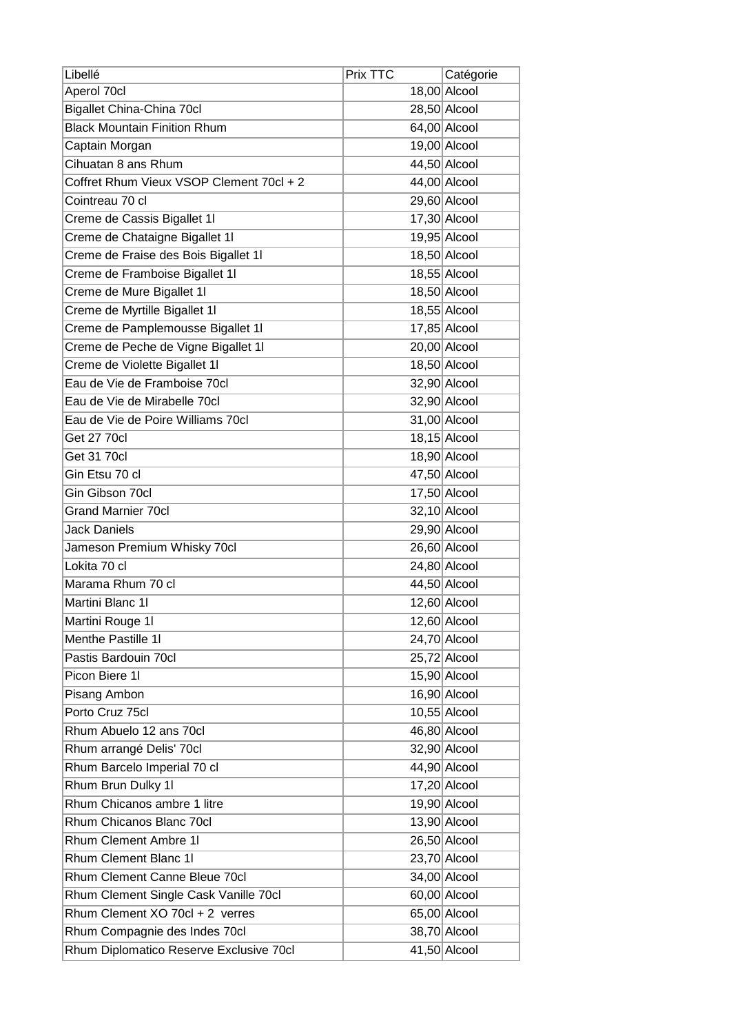| Libellé | Prix TTC | Catégorie |
| --- | --- | --- |
| Aperol 70cl | 18,00 | Alcool |
| Bigallet China-China 70cl | 28,50 | Alcool |
| Black Mountain Finition Rhum | 64,00 | Alcool |
| Captain Morgan | 19,00 | Alcool |
| Cihuatan 8 ans Rhum | 44,50 | Alcool |
| Coffret Rhum Vieux VSOP Clement 70cl + 2 | 44,00 | Alcool |
| Cointreau 70 cl | 29,60 | Alcool |
| Creme de Cassis Bigallet 1l | 17,30 | Alcool |
| Creme de Chataigne Bigallet 1l | 19,95 | Alcool |
| Creme de Fraise des Bois Bigallet 1l | 18,50 | Alcool |
| Creme de Framboise Bigallet 1l | 18,55 | Alcool |
| Creme de Mure Bigallet 1l | 18,50 | Alcool |
| Creme de Myrtille Bigallet 1l | 18,55 | Alcool |
| Creme de Pamplemousse Bigallet 1l | 17,85 | Alcool |
| Creme de Peche de Vigne Bigallet 1l | 20,00 | Alcool |
| Creme de Violette Bigallet 1l | 18,50 | Alcool |
| Eau de Vie de Framboise 70cl | 32,90 | Alcool |
| Eau de Vie de Mirabelle 70cl | 32,90 | Alcool |
| Eau de Vie de Poire Williams 70cl | 31,00 | Alcool |
| Get 27 70cl | 18,15 | Alcool |
| Get 31 70cl | 18,90 | Alcool |
| Gin Etsu 70 cl | 47,50 | Alcool |
| Gin Gibson 70cl | 17,50 | Alcool |
| Grand Marnier 70cl | 32,10 | Alcool |
| Jack Daniels | 29,90 | Alcool |
| Jameson Premium Whisky 70cl | 26,60 | Alcool |
| Lokita 70 cl | 24,80 | Alcool |
| Marama Rhum 70 cl | 44,50 | Alcool |
| Martini Blanc 1l | 12,60 | Alcool |
| Martini Rouge 1l | 12,60 | Alcool |
| Menthe Pastille 1l | 24,70 | Alcool |
| Pastis Bardouin 70cl | 25,72 | Alcool |
| Picon Biere 1l | 15,90 | Alcool |
| Pisang Ambon | 16,90 | Alcool |
| Porto Cruz 75cl | 10,55 | Alcool |
| Rhum Abuelo 12 ans 70cl | 46,80 | Alcool |
| Rhum arrangé Delis' 70cl | 32,90 | Alcool |
| Rhum Barcelo Imperial 70 cl | 44,90 | Alcool |
| Rhum Brun Dulky 1l | 17,20 | Alcool |
| Rhum Chicanos ambre 1 litre | 19,90 | Alcool |
| Rhum Chicanos Blanc 70cl | 13,90 | Alcool |
| Rhum Clement Ambre 1l | 26,50 | Alcool |
| Rhum Clement Blanc 1l | 23,70 | Alcool |
| Rhum Clement Canne Bleue 70cl | 34,00 | Alcool |
| Rhum Clement Single Cask Vanille 70cl | 60,00 | Alcool |
| Rhum Clement XO 70cl + 2 verres | 65,00 | Alcool |
| Rhum Compagnie des Indes 70cl | 38,70 | Alcool |
| Rhum Diplomatico Reserve Exclusive 70cl | 41,50 | Alcool |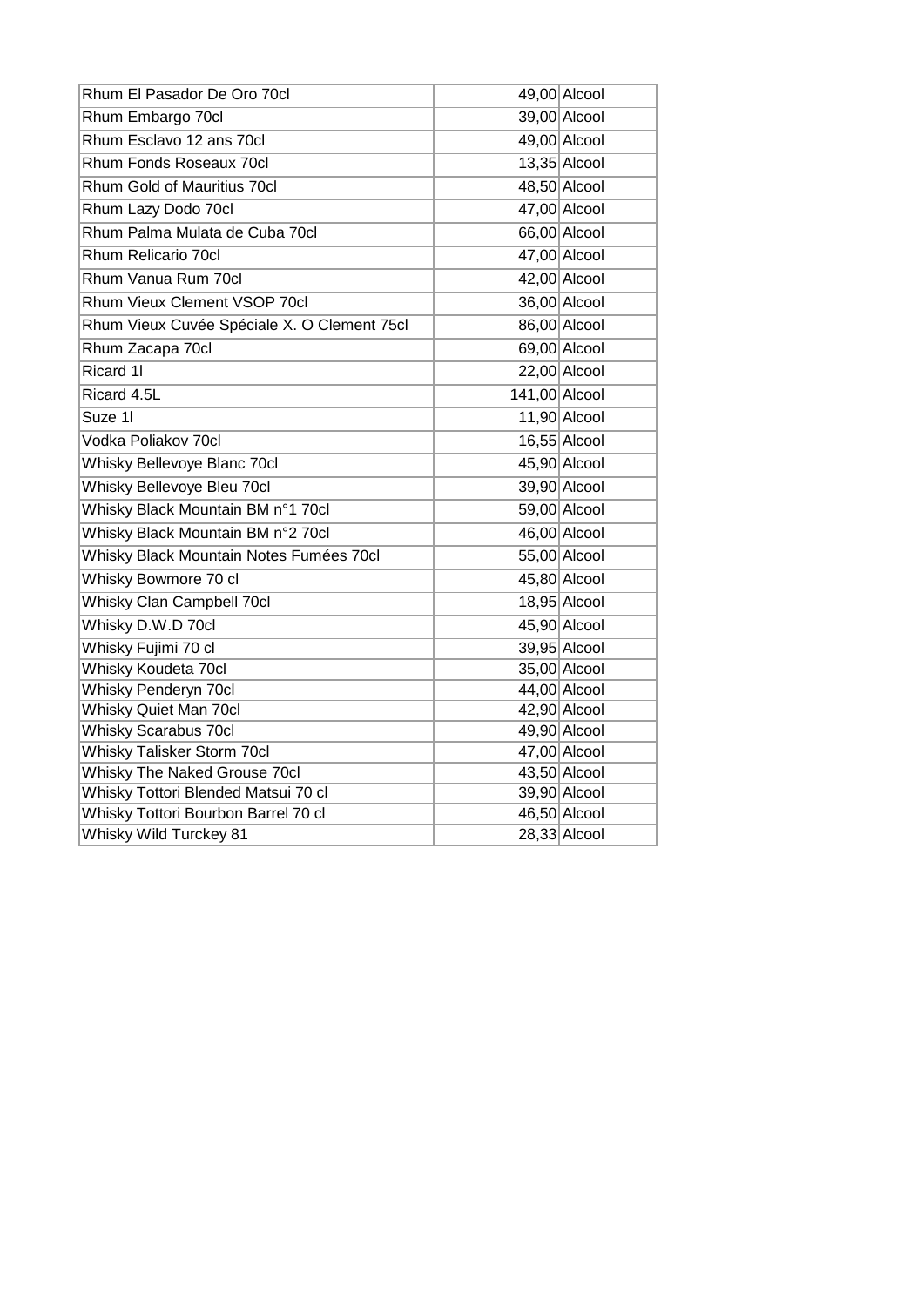| | | |
|---|---|---|
| Rhum El Pasador De Oro 70cl | 49,00 | Alcool |
| Rhum Embargo 70cl | 39,00 | Alcool |
| Rhum Esclavo 12 ans 70cl | 49,00 | Alcool |
| Rhum Fonds Roseaux 70cl | 13,35 | Alcool |
| Rhum Gold of Mauritius 70cl | 48,50 | Alcool |
| Rhum Lazy Dodo 70cl | 47,00 | Alcool |
| Rhum Palma Mulata de Cuba 70cl | 66,00 | Alcool |
| Rhum Relicario 70cl | 47,00 | Alcool |
| Rhum Vanua Rum 70cl | 42,00 | Alcool |
| Rhum Vieux Clement VSOP 70cl | 36,00 | Alcool |
| Rhum Vieux Cuvée Spéciale X. O Clement 75cl | 86,00 | Alcool |
| Rhum Zacapa 70cl | 69,00 | Alcool |
| Ricard 1l | 22,00 | Alcool |
| Ricard 4.5L | 141,00 | Alcool |
| Suze 1l | 11,90 | Alcool |
| Vodka Poliakov 70cl | 16,55 | Alcool |
| Whisky Bellevoye Blanc 70cl | 45,90 | Alcool |
| Whisky Bellevoye Bleu 70cl | 39,90 | Alcool |
| Whisky Black Mountain BM n°1 70cl | 59,00 | Alcool |
| Whisky Black Mountain BM n°2 70cl | 46,00 | Alcool |
| Whisky Black Mountain Notes Fumées 70cl | 55,00 | Alcool |
| Whisky Bowmore 70 cl | 45,80 | Alcool |
| Whisky Clan Campbell 70cl | 18,95 | Alcool |
| Whisky D.W.D 70cl | 45,90 | Alcool |
| Whisky Fujimi 70 cl | 39,95 | Alcool |
| Whisky Koudeta 70cl | 35,00 | Alcool |
| Whisky Penderyn 70cl | 44,00 | Alcool |
| Whisky Quiet Man 70cl | 42,90 | Alcool |
| Whisky Scarabus 70cl | 49,90 | Alcool |
| Whisky Talisker Storm 70cl | 47,00 | Alcool |
| Whisky The Naked Grouse 70cl | 43,50 | Alcool |
| Whisky Tottori Blended Matsui 70 cl | 39,90 | Alcool |
| Whisky Tottori Bourbon Barrel 70 cl | 46,50 | Alcool |
| Whisky Wild Turckey 81 | 28,33 | Alcool |